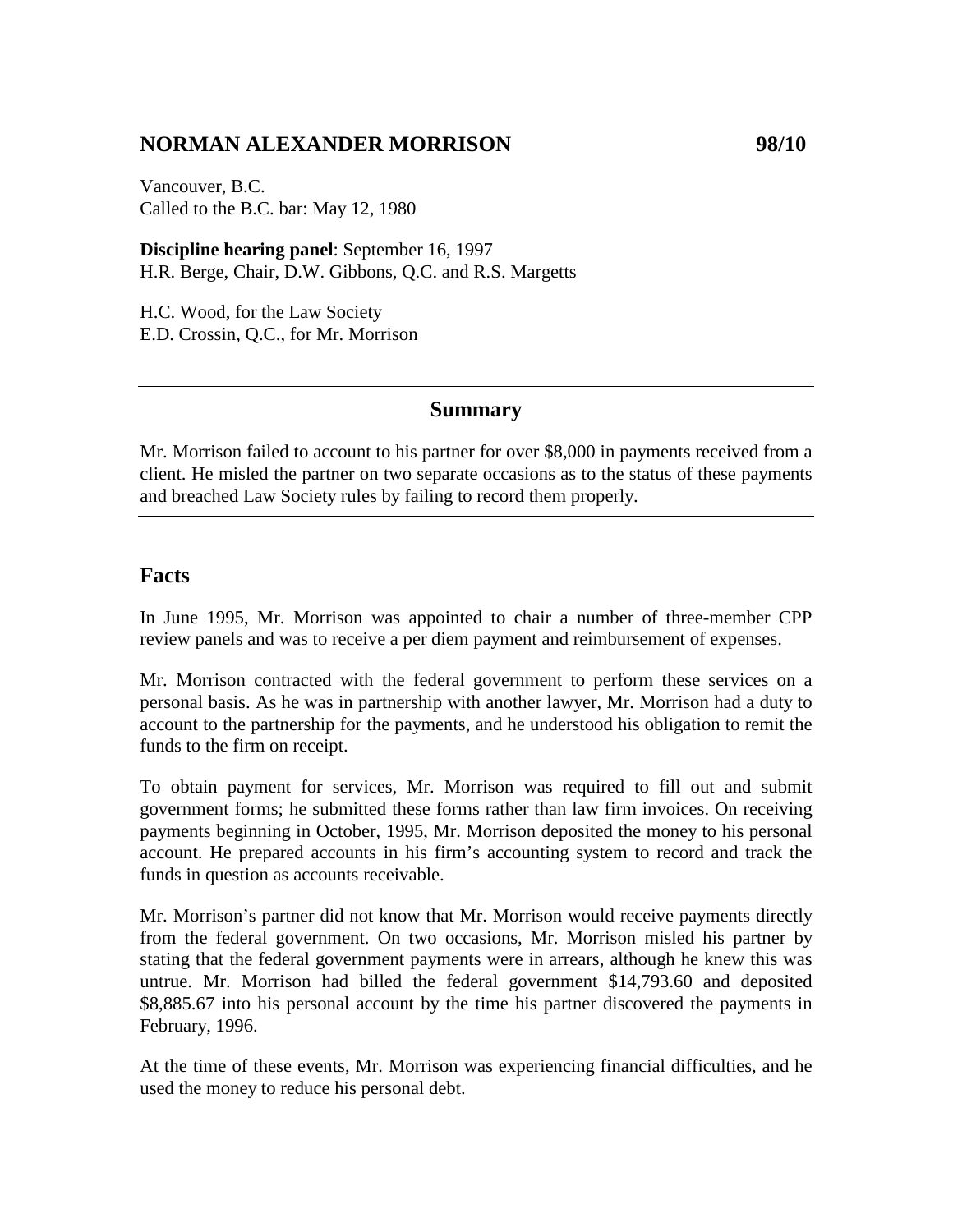# NORMAN ALEXANDER MORRISON 98/10

Vancouver, B.C.
Called to the B.C. bar: May 12, 1980

**Discipline hearing panel**: September 16, 1997
H.R. Berge, Chair, D.W. Gibbons, Q.C. and R.S. Margetts

H.C. Wood, for the Law Society
E.D. Crossin, Q.C., for Mr. Morrison

---

## Summary

Mr. Morrison failed to account to his partner for over $8,000 in payments received from a client. He misled the partner on two separate occasions as to the status of these payments and breached Law Society rules by failing to record them properly.

---

## Facts

In June 1995, Mr. Morrison was appointed to chair a number of three-member CPP review panels and was to receive a per diem payment and reimbursement of expenses.

Mr. Morrison contracted with the federal government to perform these services on a personal basis. As he was in partnership with another lawyer, Mr. Morrison had a duty to account to the partnership for the payments, and he understood his obligation to remit the funds to the firm on receipt.

To obtain payment for services, Mr. Morrison was required to fill out and submit government forms; he submitted these forms rather than law firm invoices. On receiving payments beginning in October, 1995, Mr. Morrison deposited the money to his personal account. He prepared accounts in his firm's accounting system to record and track the funds in question as accounts receivable.

Mr. Morrison's partner did not know that Mr. Morrison would receive payments directly from the federal government. On two occasions, Mr. Morrison misled his partner by stating that the federal government payments were in arrears, although he knew this was untrue. Mr. Morrison had billed the federal government $14,793.60 and deposited $8,885.67 into his personal account by the time his partner discovered the payments in February, 1996.

At the time of these events, Mr. Morrison was experiencing financial difficulties, and he used the money to reduce his personal debt.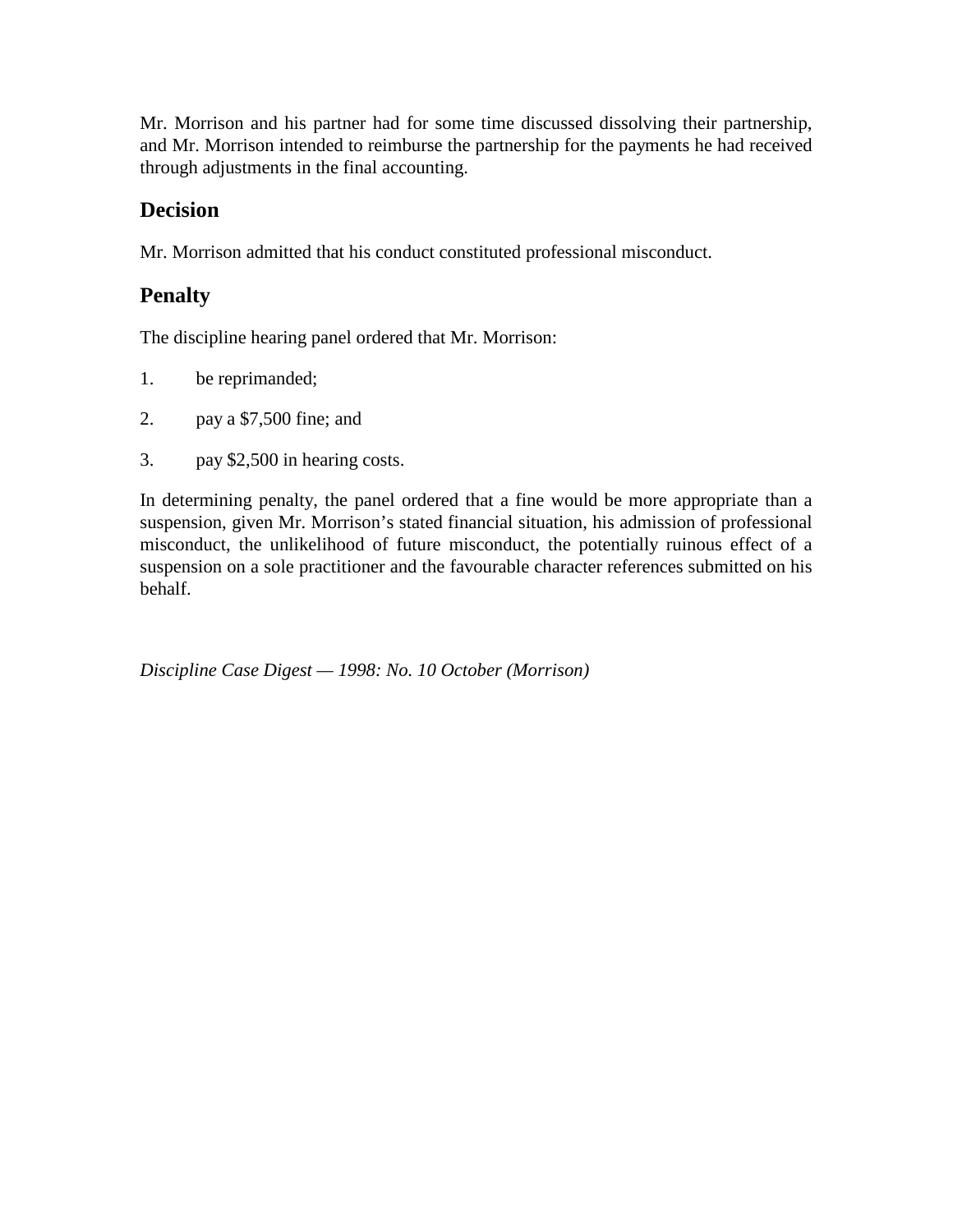Mr. Morrison and his partner had for some time discussed dissolving their partnership, and Mr. Morrison intended to reimburse the partnership for the payments he had received through adjustments in the final accounting.

## Decision

Mr. Morrison admitted that his conduct constituted professional misconduct.

## Penalty

The discipline hearing panel ordered that Mr. Morrison:

1. be reprimanded;
2. pay a $7,500 fine; and
3. pay $2,500 in hearing costs.

In determining penalty, the panel ordered that a fine would be more appropriate than a suspension, given Mr. Morrison's stated financial situation, his admission of professional misconduct, the unlikelihood of future misconduct, the potentially ruinous effect of a suspension on a sole practitioner and the favourable character references submitted on his behalf.

*Discipline Case Digest — 1998: No. 10 October (Morrison)*